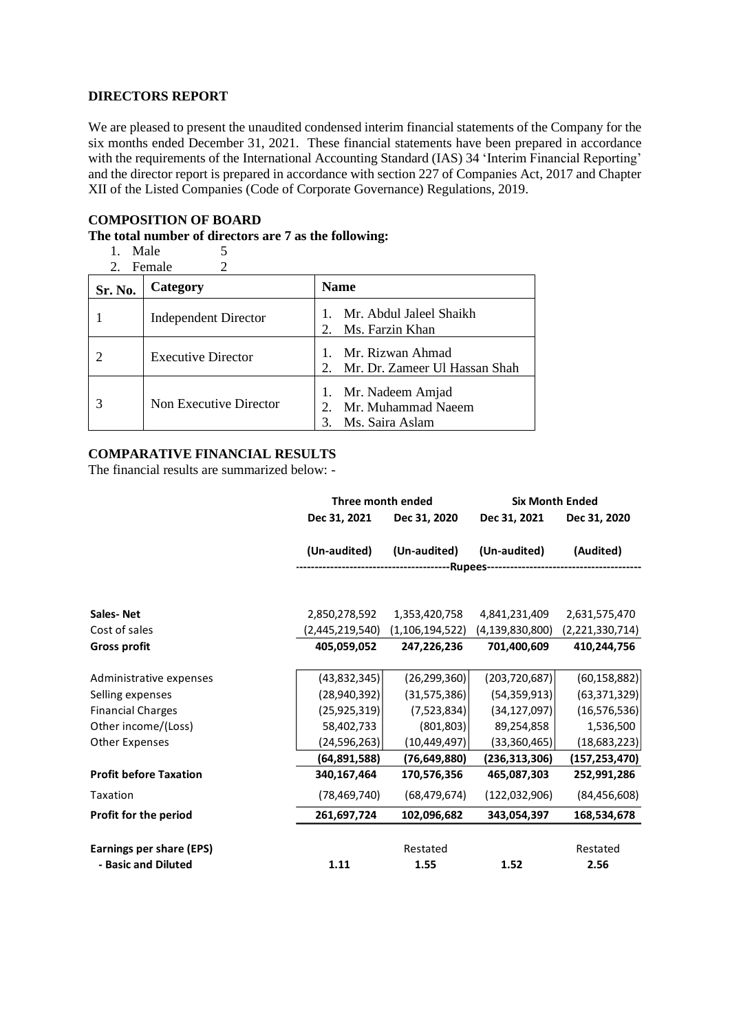## DIRECTORS REPORT

We are pleased to present the unaudited condensed interim financial statements of the Company for the six months ended December 31, 2021. These financial statements have been prepared in accordance with the requirements of the International Accounting Standard (IAS) 34 'Interim Financial Reporting' and the director report is prepared in accordance with section 227 of Companies Act, 2017 and Chapter XII of the Listed Companies (Code of Corporate Governance) Regulations, 2019.

## COMPOSITION OF BOARD

**The total number of directors are 7 as the following:**

1. Male 5
2. Female 2

| Sr. No. | Category | Name |
|---|---|---|
| 1 | Independent Director | 1. Mr. Abdul Jaleel Shaikh<br>2. Ms. Farzin Khan |
| 2 | Executive Director | 1. Mr. Rizwan Ahmad<br>2. Mr. Dr. Zameer Ul Hassan Shah |
| 3 | Non Executive Director | 1. Mr. Nadeem Amjad<br>2. Mr. Muhammad Naeem<br>3. Ms. Saira Aslam |

## COMPARATIVE FINANCIAL RESULTS

The financial results are summarized below: -

| | Three month ended | | Six Month Ended | |
|---|---|---|---|---|
| | Dec 31, 2021 | Dec 31, 2020 | Dec 31, 2021 | Dec 31, 2020 |
| | (Un-audited) | (Un-audited) | (Un-audited) | (Audited) |
| | ---Rupees--- | | | |
| **Sales- Net** | 2,850,278,592 | 1,353,420,758 | 4,841,231,409 | 2,631,575,470 |
| Cost of sales | (2,445,219,540) | (1,106,194,522) | (4,139,830,800) | (2,221,330,714) |
| **Gross profit** | **405,059,052** | **247,226,236** | **701,400,609** | **410,244,756** |
| Administrative expenses | (43,832,345) | (26,299,360) | (203,720,687) | (60,158,882) |
| Selling expenses | (28,940,392) | (31,575,386) | (54,359,913) | (63,371,329) |
| Financial Charges | (25,925,319) | (7,523,834) | (34,127,097) | (16,576,536) |
| Other income/(Loss) | 58,402,733 | (801,803) | 89,254,858 | 1,536,500 |
| Other Expenses | (24,596,263) | (10,449,497) | (33,360,465) | (18,683,223) |
| | **(64,891,588)** | **(76,649,880)** | **(236,313,306)** | **(157,253,470)** |
| **Profit before Taxation** | **340,167,464** | **170,576,356** | **465,087,303** | **252,991,286** |
| Taxation | (78,469,740) | (68,479,674) | (122,032,906) | (84,456,608) |
| **Profit for the period** | **261,697,724** | **102,096,682** | **343,054,397** | **168,534,678** |
| **Earnings per share (EPS)** | | Restated | | Restated |
| **- Basic and Diluted** | **1.11** | **1.55** | **1.52** | **2.56** |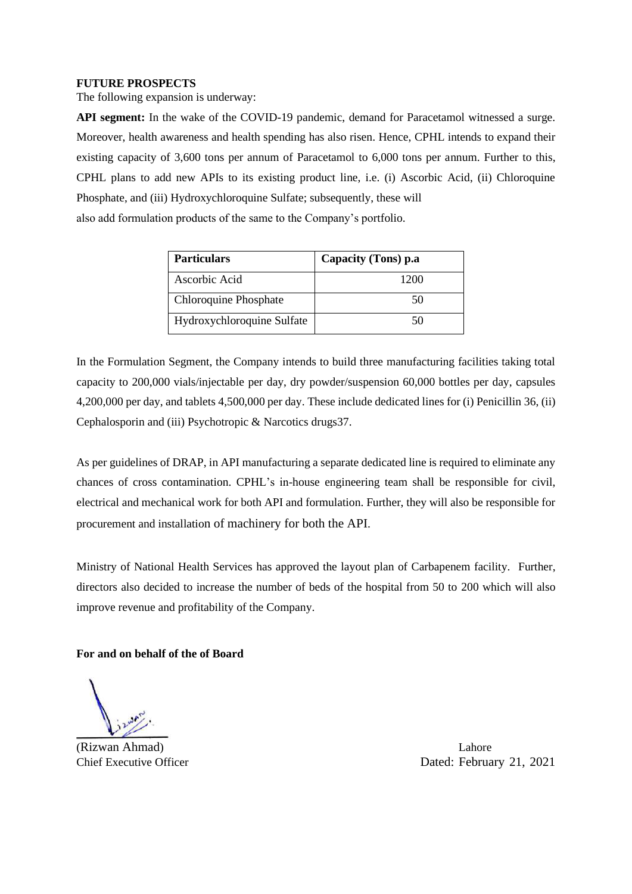**FUTURE PROSPECTS**

The following expansion is underway:

**API segment:** In the wake of the COVID-19 pandemic, demand for Paracetamol witnessed a surge. Moreover, health awareness and health spending has also risen. Hence, CPHL intends to expand their existing capacity of 3,600 tons per annum of Paracetamol to 6,000 tons per annum. Further to this, CPHL plans to add new APIs to its existing product line, i.e. (i) Ascorbic Acid, (ii) Chloroquine Phosphate, and (iii) Hydroxychloroquine Sulfate; subsequently, these will also add formulation products of the same to the Company's portfolio.

| Particulars | Capacity (Tons) p.a |
|---|---|
| Ascorbic Acid | 1200 |
| Chloroquine Phosphate | 50 |
| Hydroxychloroquine Sulfate | 50 |

In the Formulation Segment, the Company intends to build three manufacturing facilities taking total capacity to 200,000 vials/injectable per day, dry powder/suspension 60,000 bottles per day, capsules 4,200,000 per day, and tablets 4,500,000 per day. These include dedicated lines for (i) Penicillin 36, (ii) Cephalosporin and (iii) Psychotropic & Narcotics drugs37.

As per guidelines of DRAP, in API manufacturing a separate dedicated line is required to eliminate any chances of cross contamination. CPHL's in-house engineering team shall be responsible for civil, electrical and mechanical work for both API and formulation. Further, they will also be responsible for procurement and installation of machinery for both the API.

Ministry of National Health Services has approved the layout plan of Carbapenem facility. Further, directors also decided to increase the number of beds of the hospital from 50 to 200 which will also improve revenue and profitability of the Company.

**For and on behalf of the of Board**

(Rizwan Ahmad)
Chief Executive Officer

Lahore
Dated: February 21, 2021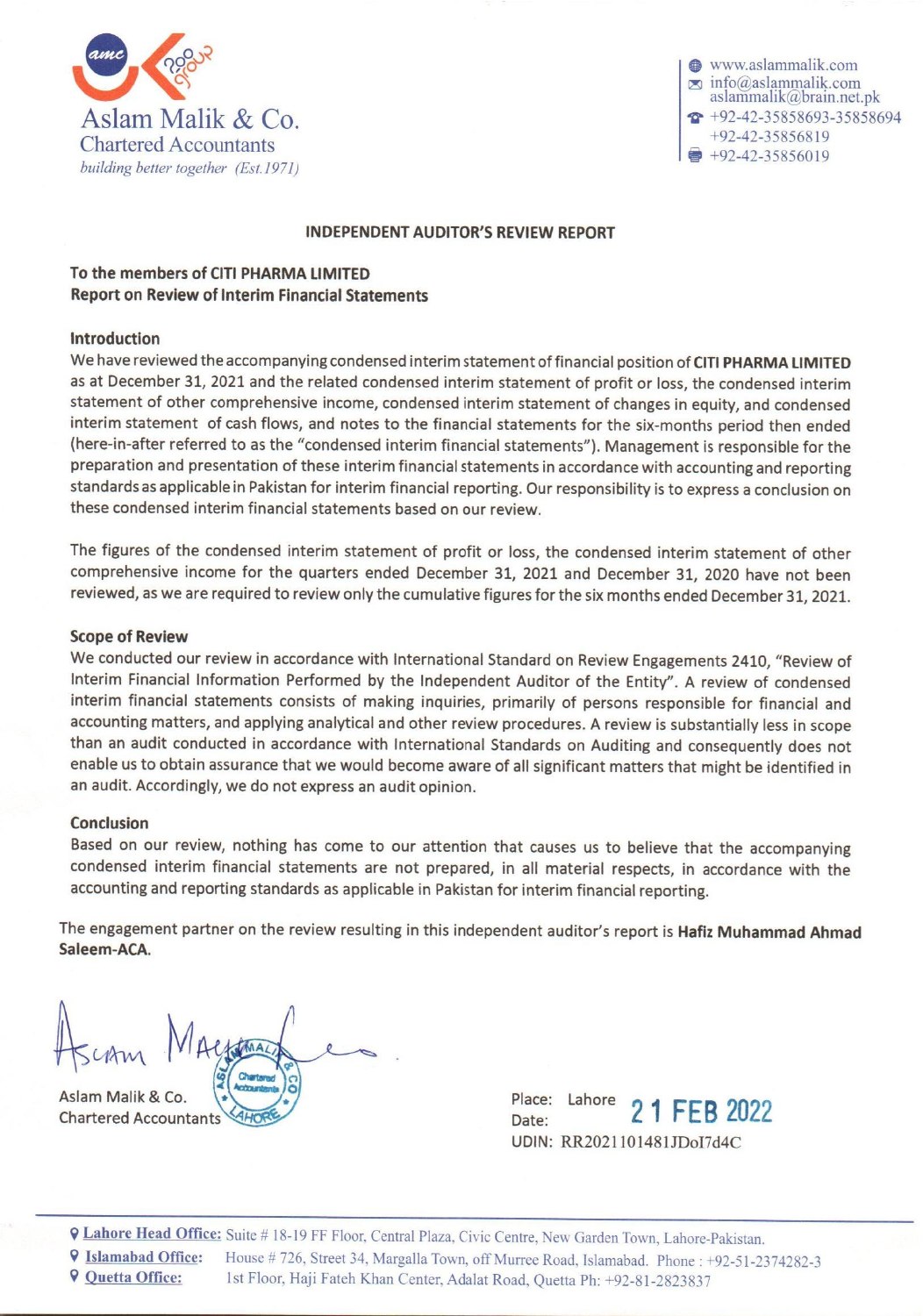Aslam Malik & Co.
Chartered Accountants
*building better together (Est.1971)*

www.aslammalik.com
info@aslammalik.com
aslammalik@brain.net.pk
+92-42-35858693-35858694
+92-42-35856819
+92-42-35856019

## INDEPENDENT AUDITOR'S REVIEW REPORT

**To the members of CITI PHARMA LIMITED**
**Report on Review of Interim Financial Statements**

### Introduction

We have reviewed the accompanying condensed interim statement of financial position of **CITI PHARMA LIMITED** as at December 31, 2021 and the related condensed interim statement of profit or loss, the condensed interim statement of other comprehensive income, condensed interim statement of changes in equity, and condensed interim statement of cash flows, and notes to the financial statements for the six-months period then ended (here-in-after referred to as the "condensed interim financial statements"). Management is responsible for the preparation and presentation of these interim financial statements in accordance with accounting and reporting standards as applicable in Pakistan for interim financial reporting. Our responsibility is to express a conclusion on these condensed interim financial statements based on our review.

The figures of the condensed interim statement of profit or loss, the condensed interim statement of other comprehensive income for the quarters ended December 31, 2021 and December 31, 2020 have not been reviewed, as we are required to review only the cumulative figures for the six months ended December 31, 2021.

### Scope of Review

We conducted our review in accordance with International Standard on Review Engagements 2410, "Review of Interim Financial Information Performed by the Independent Auditor of the Entity". A review of condensed interim financial statements consists of making inquiries, primarily of persons responsible for financial and accounting matters, and applying analytical and other review procedures. A review is substantially less in scope than an audit conducted in accordance with International Standards on Auditing and consequently does not enable us to obtain assurance that we would become aware of all significant matters that might be identified in an audit. Accordingly, we do not express an audit opinion.

### Conclusion

Based on our review, nothing has come to our attention that causes us to believe that the accompanying condensed interim financial statements are not prepared, in all material respects, in accordance with the accounting and reporting standards as applicable in Pakistan for interim financial reporting.

The engagement partner on the review resulting in this independent auditor's report is **Hafiz Muhammad Ahmad Saleem-ACA.**

Aslam Malik & Co.
Chartered Accountants

Place: Lahore
Date: 21 FEB 2022
UDIN: RR2021101481JDoI7d4C

**Lahore Head Office:** Suite # 18-19 FF Floor, Central Plaza, Civic Centre, New Garden Town, Lahore-Pakistan.
**Islamabad Office:** House # 726, Street 34, Margalla Town, off Murree Road, Islamabad. Phone : +92-51-2374282-3
**Quetta Office:** 1st Floor, Haji Fateh Khan Center, Adalat Road, Quetta Ph: +92-81-2823837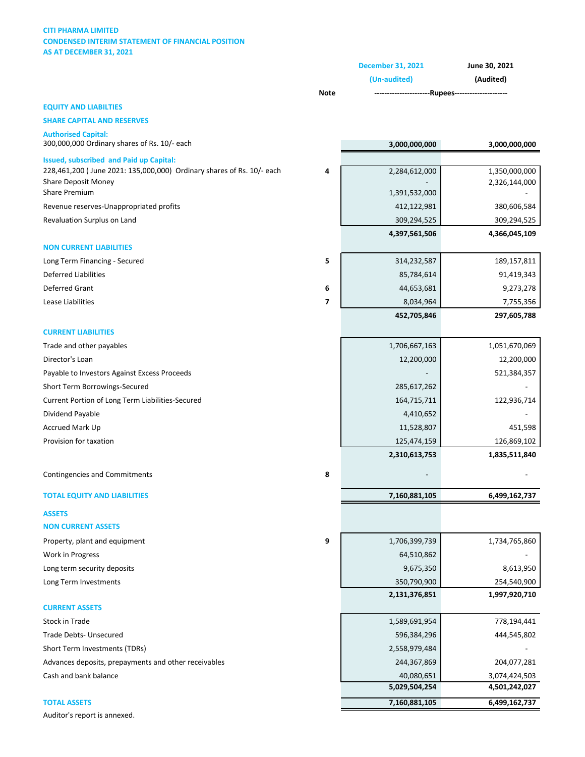**CITI PHARMA LIMITED**
**CONDENSED INTERIM STATEMENT OF FINANCIAL POSITION**
**AS AT DECEMBER 31, 2021**

| | Note | December 31, 2021 (Un-audited) | June 30, 2021 (Audited) |
|---|---|---|---|
| | | ---Rupees--- | |
| **EQUITY AND LIABILTIES** | | | |
| **SHARE CAPITAL AND RESERVES** | | | |
| **Authorised Capital:** | | | |
| 300,000,000 Ordinary shares of Rs. 10/- each | | 3,000,000,000 | 3,000,000,000 |
| **Issued, subscribed and Paid up Capital:** | | | |
| 228,461,200 ( June 2021: 135,000,000) Ordinary shares of Rs. 10/- each | 4 | 2,284,612,000 | 1,350,000,000 |
| Share Deposit Money | | - | 2,326,144,000 |
| Share Premium | | 1,391,532,000 | - |
| Revenue reserves-Unappropriated profits | | 412,122,981 | 380,606,584 |
| Revaluation Surplus on Land | | 309,294,525 | 309,294,525 |
| | | 4,397,561,506 | 4,366,045,109 |
| **NON CURRENT LIABILITIES** | | | |
| Long Term Financing - Secured | 5 | 314,232,587 | 189,157,811 |
| Deferred Liabilities | | 85,784,614 | 91,419,343 |
| Deferred Grant | 6 | 44,653,681 | 9,273,278 |
| Lease Liabilities | 7 | 8,034,964 | 7,755,356 |
| | | 452,705,846 | 297,605,788 |
| **CURRENT LIABILITIES** | | | |
| Trade and other payables | | 1,706,667,163 | 1,051,670,069 |
| Director's Loan | | 12,200,000 | 12,200,000 |
| Payable to Investors Against Excess Proceeds | | - | 521,384,357 |
| Short Term Borrowings-Secured | | 285,617,262 | - |
| Current Portion of Long Term Liabilities-Secured | | 164,715,711 | 122,936,714 |
| Dividend Payable | | 4,410,652 | - |
| Accrued Mark Up | | 11,528,807 | 451,598 |
| Provision for taxation | | 125,474,159 | 126,869,102 |
| | | 2,310,613,753 | 1,835,511,840 |
| Contingencies and Commitments | 8 | - | - |
| **TOTAL EQUITY AND LIABILITIES** | | 7,160,881,105 | 6,499,162,737 |
| **ASSETS** | | | |
| **NON CURRENT ASSETS** | | | |
| Property, plant and equipment | 9 | 1,706,399,739 | 1,734,765,860 |
| Work in Progress | | 64,510,862 | - |
| Long term security deposits | | 9,675,350 | 8,613,950 |
| Long Term Investments | | 350,790,900 | 254,540,900 |
| | | 2,131,376,851 | 1,997,920,710 |
| **CURRENT ASSETS** | | | |
| Stock in Trade | | 1,589,691,954 | 778,194,441 |
| Trade Debts- Unsecured | | 596,384,296 | 444,545,802 |
| Short Term Investments (TDRs) | | 2,558,979,484 | - |
| Advances deposits, prepayments and other receivables | | 244,367,869 | 204,077,281 |
| Cash and bank balance | | 40,080,651 | 3,074,424,503 |
| | | 5,029,504,254 | 4,501,242,027 |
| **TOTAL ASSETS** | | 7,160,881,105 | 6,499,162,737 |

Auditor's report is annexed.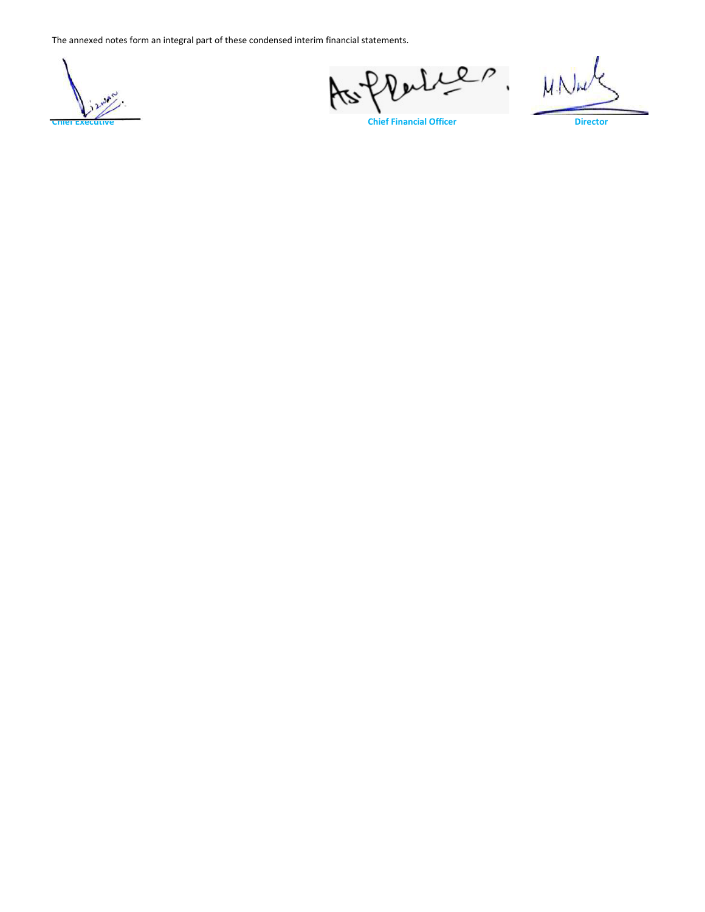The annexed notes form an integral part of these condensed interim financial statements.

| Chief Executive | Chief Financial Officer | Director |
| --- | --- | --- |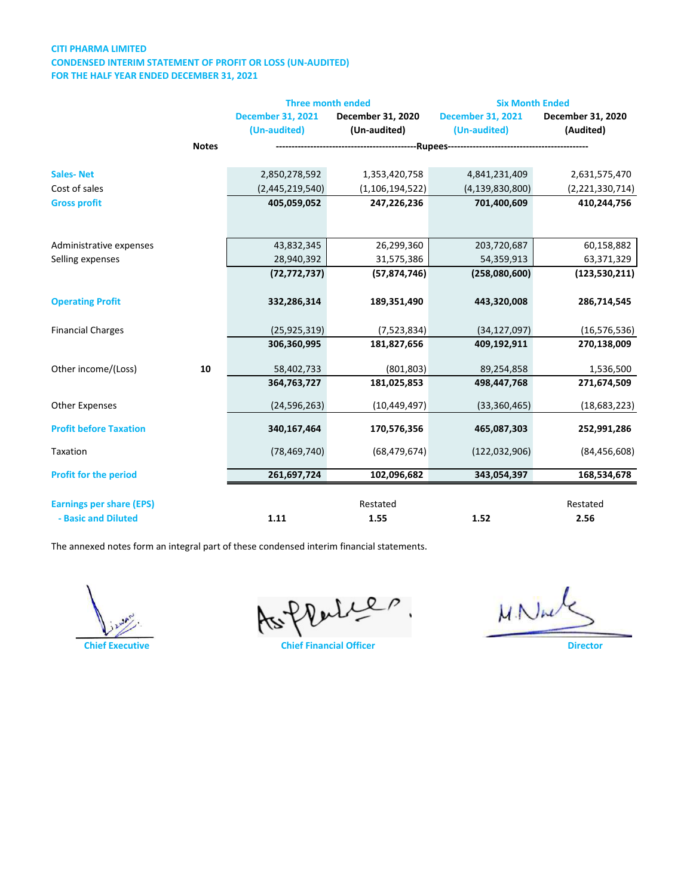# CITI PHARMA LIMITED
## CONDENSED INTERIM STATEMENT OF PROFIT OR LOSS (UN-AUDITED)
## FOR THE HALF YEAR ENDED DECEMBER 31, 2021

| | Notes | Three month ended | | Six Month Ended | |
|---|---|---|---|---|---|
| | | December 31, 2021 (Un-audited) | December 31, 2020 (Un-audited) | December 31, 2021 (Un-audited) | December 31, 2020 (Audited) |
| | | Rupees | | | |
| **Sales- Net** | | 2,850,278,592 | 1,353,420,758 | 4,841,231,409 | 2,631,575,470 |
| Cost of sales | | (2,445,219,540) | (1,106,194,522) | (4,139,830,800) | (2,221,330,714) |
| **Gross profit** | | **405,059,052** | **247,226,236** | **701,400,609** | **410,244,756** |
| Administrative expenses | | 43,832,345 | 26,299,360 | 203,720,687 | 60,158,882 |
| Selling expenses | | 28,940,392 | 31,575,386 | 54,359,913 | 63,371,329 |
| | | **(72,772,737)** | **(57,874,746)** | **(258,080,600)** | **(123,530,211)** |
| **Operating Profit** | | **332,286,314** | **189,351,490** | **443,320,008** | **286,714,545** |
| Financial Charges | | (25,925,319) | (7,523,834) | (34,127,097) | (16,576,536) |
| | | **306,360,995** | **181,827,656** | **409,192,911** | **270,138,009** |
| Other income/(Loss) | **10** | 58,402,733 | (801,803) | 89,254,858 | 1,536,500 |
| | | **364,763,727** | **181,025,853** | **498,447,768** | **271,674,509** |
| Other Expenses | | (24,596,263) | (10,449,497) | (33,360,465) | (18,683,223) |
| **Profit before Taxation** | | **340,167,464** | **170,576,356** | **465,087,303** | **252,991,286** |
| Taxation | | (78,469,740) | (68,479,674) | (122,032,906) | (84,456,608) |
| **Profit for the period** | | **261,697,724** | **102,096,682** | **343,054,397** | **168,534,678** |
| **Earnings per share (EPS)** | | | Restated | | Restated |
| **- Basic and Diluted** | | **1.11** | **1.55** | **1.52** | **2.56** |

The annexed notes form an integral part of these condensed interim financial statements.

**Chief Executive** | **Chief Financial Officer** | **Director**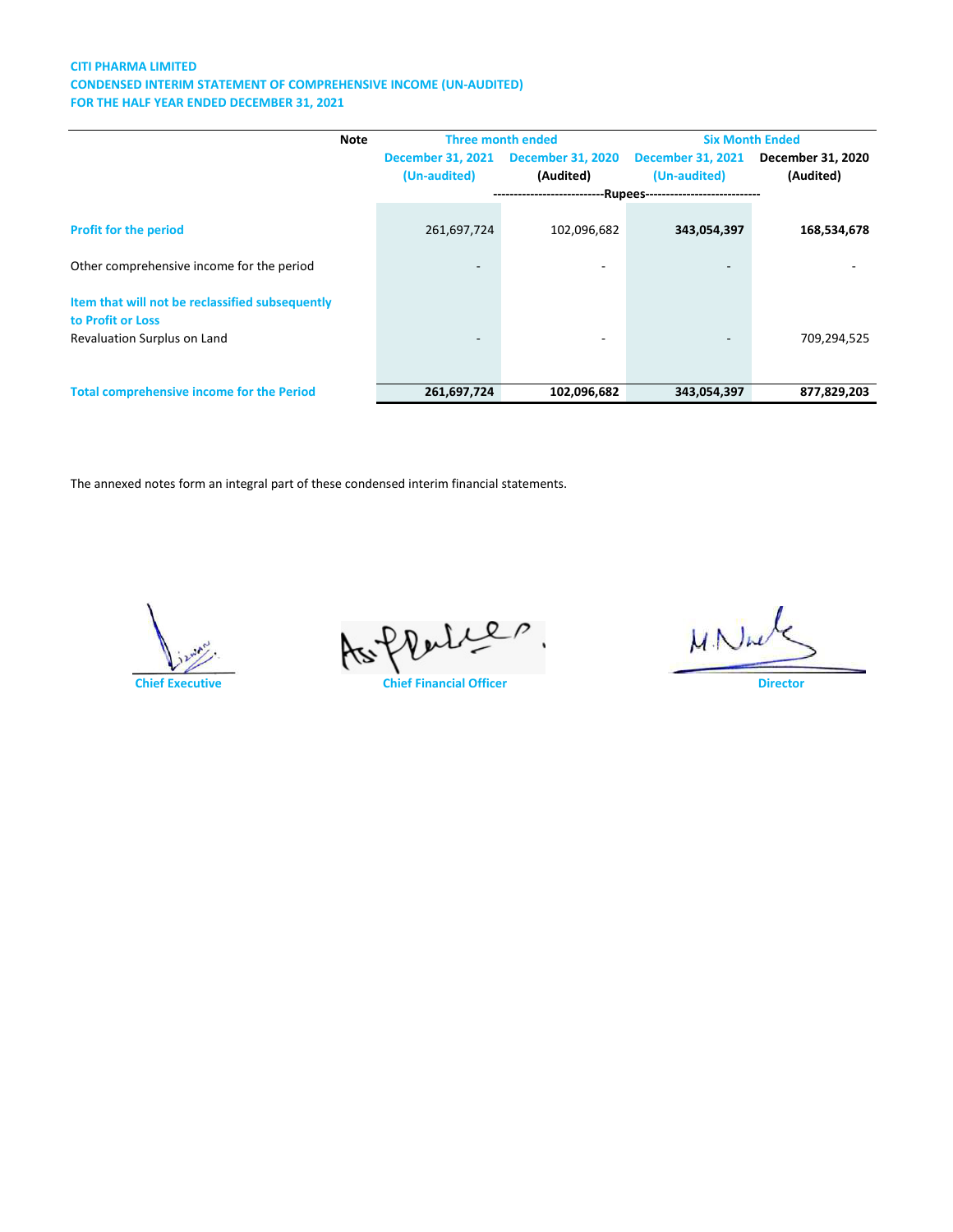**CITI PHARMA LIMITED**
**CONDENSED INTERIM STATEMENT OF COMPREHENSIVE INCOME (UN-AUDITED)**
**FOR THE HALF YEAR ENDED DECEMBER 31, 2021**

| | Note | Three month ended | | Six Month Ended | |
|---|---|---|---|---|---|
| | | December 31, 2021 (Un-audited) | December 31, 2020 (Audited) | December 31, 2021 (Un-audited) | December 31, 2020 (Audited) |
| | | ----------Rupees---------- | | | |
| **Profit for the period** | | 261,697,724 | 102,096,682 | **343,054,397** | **168,534,678** |
| Other comprehensive income for the period | | - | - | - | - |
| **Item that will not be reclassified subsequently to Profit or Loss** | | | | | |
| Revaluation Surplus on Land | | - | - | - | 709,294,525 |
| **Total comprehensive income for the Period** | | **261,697,724** | **102,096,682** | **343,054,397** | **877,829,203** |

The annexed notes form an integral part of these condensed interim financial statements.

**Chief Executive** | **Chief Financial Officer** | **Director**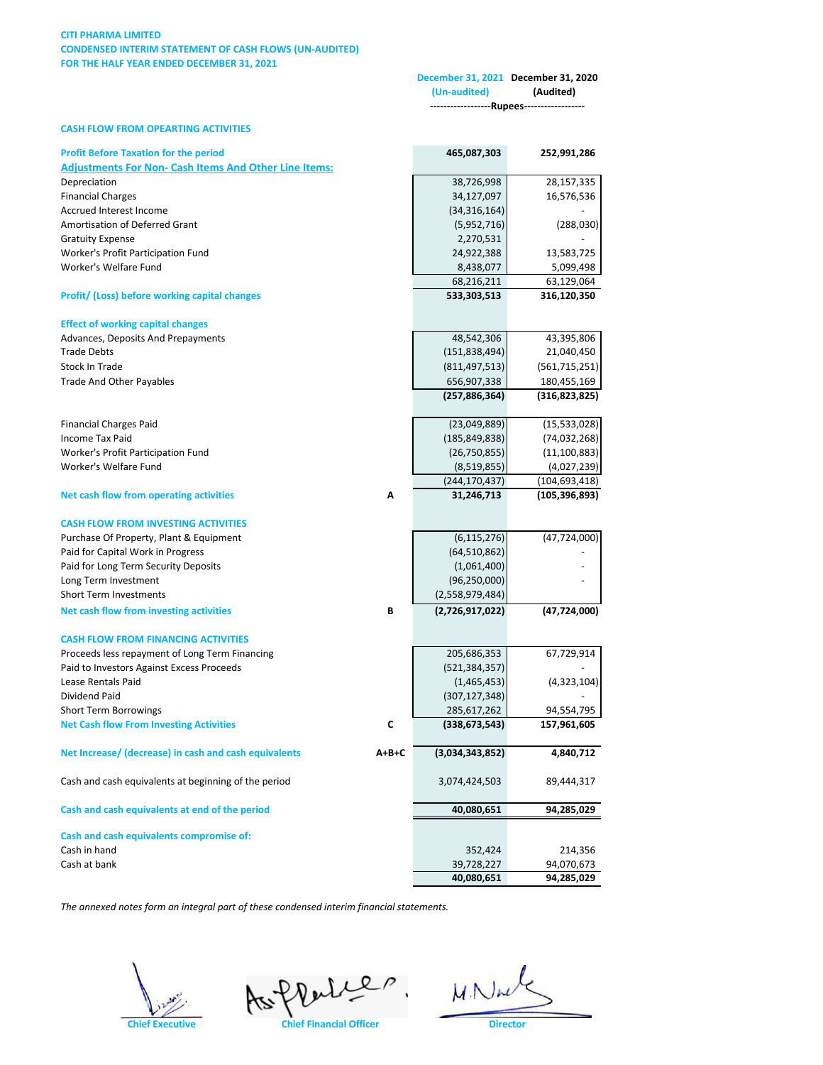**CITI PHARMA LIMITED**
**CONDENSED INTERIM STATEMENT OF CASH FLOWS (UN-AUDITED)**
**FOR THE HALF YEAR ENDED DECEMBER 31, 2021**

| | | December 31, 2021 (Un-audited) | December 31, 2020 (Audited) |
|---|---|---|---|
| | | ------------------Rupees------------------ | |
| **CASH FLOW FROM OPEARTING ACTIVITIES** | | | |
| **Profit Before Taxation for the period** | | **465,087,303** | **252,991,286** |
| **Adjustments For Non- Cash Items And Other Line Items:** | | | |
| Depreciation | | 38,726,998 | 28,157,335 |
| Financial Charges | | 34,127,097 | 16,576,536 |
| Accrued Interest Income | | (34,316,164) | - |
| Amortisation of Deferred Grant | | (5,952,716) | (288,030) |
| Gratuity Expense | | 2,270,531 | - |
| Worker's Profit Participation Fund | | 24,922,388 | 13,583,725 |
| Worker's Welfare Fund | | 8,438,077 | 5,099,498 |
| | | 68,216,211 | 63,129,064 |
| **Profit/ (Loss) before working capital changes** | | **533,303,513** | **316,120,350** |
| **Effect of working capital changes** | | | |
| Advances, Deposits And Prepayments | | 48,542,306 | 43,395,806 |
| Trade Debts | | (151,838,494) | 21,040,450 |
| Stock In Trade | | (811,497,513) | (561,715,251) |
| Trade And Other Payables | | 656,907,338 | 180,455,169 |
| | | **(257,886,364)** | **(316,823,825)** |
| Financial Charges Paid | | (23,049,889) | (15,533,028) |
| Income Tax Paid | | (185,849,838) | (74,032,268) |
| Worker's Profit Participation Fund | | (26,750,855) | (11,100,883) |
| Worker's Welfare Fund | | (8,519,855) | (4,027,239) |
| | | (244,170,437) | (104,693,418) |
| **Net cash flow from operating activities** | **A** | **31,246,713** | **(105,396,893)** |
| **CASH FLOW FROM INVESTING ACTIVITIES** | | | |
| Purchase Of Property, Plant & Equipment | | (6,115,276) | (47,724,000) |
| Paid for Capital Work in Progress | | (64,510,862) | - |
| Paid for Long Term Security Deposits | | (1,061,400) | - |
| Long Term Investment | | (96,250,000) | - |
| Short Term Investments | | (2,558,979,484) | |
| **Net cash flow from investing activities** | **B** | **(2,726,917,022)** | **(47,724,000)** |
| **CASH FLOW FROM FINANCING ACTIVITIES** | | | |
| Proceeds less repayment of Long Term Financing | | 205,686,353 | 67,729,914 |
| Paid to Investors Against Excess Proceeds | | (521,384,357) | - |
| Lease Rentals Paid | | (1,465,453) | (4,323,104) |
| Dividend Paid | | (307,127,348) | - |
| Short Term Borrowings | | 285,617,262 | 94,554,795 |
| **Net Cash flow From Investing Activities** | **C** | **(338,673,543)** | **157,961,605** |
| **Net Increase/ (decrease) in cash and cash equivalents** | **A+B+C** | **(3,034,343,852)** | **4,840,712** |
| Cash and cash equivalents at beginning of the period | | 3,074,424,503 | 89,444,317 |
| **Cash and cash equivalents at end of the period** | | **40,080,651** | **94,285,029** |
| **Cash and cash equivalents compromise of:** | | | |
| Cash in hand | | 352,424 | 214,356 |
| Cash at bank | | 39,728,227 | 94,070,673 |
| | | **40,080,651** | **94,285,029** |

*The annexed notes form an integral part of these condensed interim financial statements.*

**Chief Executive** | **Chief Financial Officer** | **Director**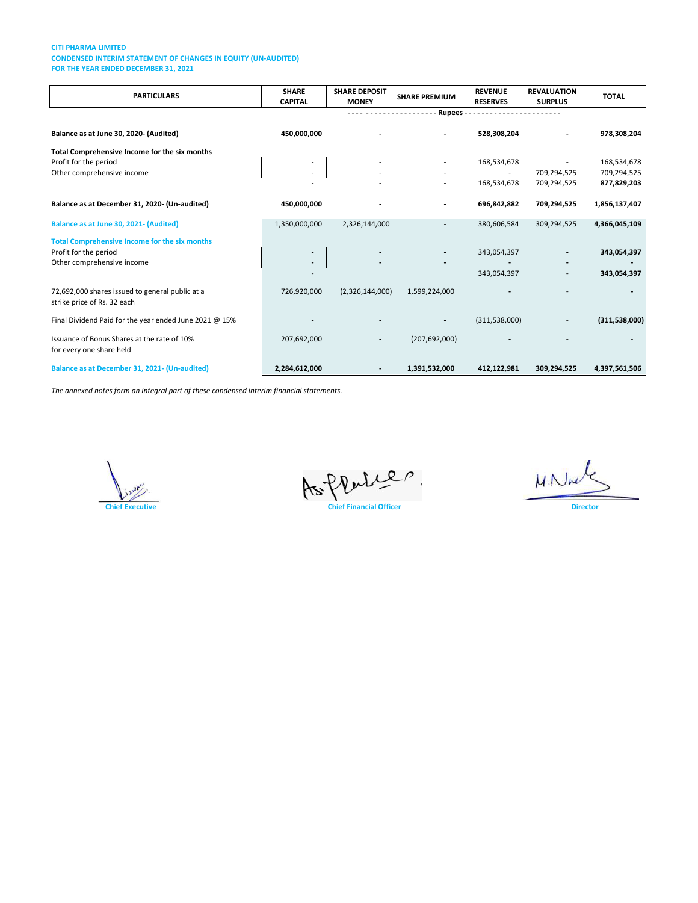**CITI PHARMA LIMITED**
**CONDENSED INTERIM STATEMENT OF CHANGES IN EQUITY (UN-AUDITED)**
**FOR THE YEAR ENDED DECEMBER 31, 2021**

| PARTICULARS | SHARE CAPITAL | SHARE DEPOSIT MONEY | SHARE PREMIUM | REVENUE RESERVES | REVALUATION SURPLUS | TOTAL |
|---|---|---|---|---|---|---|
| | ---------- | ---------- | ---------- | Rupees | ---------- | ---------- |
| **Balance as at June 30, 2020- (Audited)** | **450,000,000** | **-** | **-** | **528,308,204** | **-** | **978,308,204** |
| **Total Comprehensive Income for the six months** | | | | | | |
| Profit for the period | - | - | - | 168,534,678 | - | 168,534,678 |
| Other comprehensive income | - | - | - | - | 709,294,525 | 709,294,525 |
| | - | - | - | 168,534,678 | 709,294,525 | **877,829,203** |
| **Balance as at December 31, 2020- (Un-audited)** | **450,000,000** | **-** | **-** | **696,842,882** | **709,294,525** | **1,856,137,407** |
| **Balance as at June 30, 2021- (Audited)** | 1,350,000,000 | 2,326,144,000 | - | 380,606,584 | 309,294,525 | **4,366,045,109** |
| **Total Comprehensive Income for the six months** | | | | | | |
| Profit for the period | - | - | - | 343,054,397 | - | **343,054,397** |
| Other comprehensive income | - | - | - | - | - | - |
| | - | | | 343,054,397 | - | **343,054,397** |
| 72,692,000 shares issued to general public at a strike price of Rs. 32 each | 726,920,000 | (2,326,144,000) | 1,599,224,000 | - | - | - |
| Final Dividend Paid for the year ended June 2021 @ 15% | - | - | - | (311,538,000) | - | **(311,538,000)** |
| Issuance of Bonus Shares at the rate of 10% for every one share held | 207,692,000 | - | (207,692,000) | - | - | - |
| **Balance as at December 31, 2021- (Un-audited)** | **2,284,612,000** | **-** | **1,391,532,000** | **412,122,981** | **309,294,525** | **4,397,561,506** |

*The annexed notes form an integral part of these condensed interim financial statements.*

**Chief Executive** **Chief Financial Officer** **Director**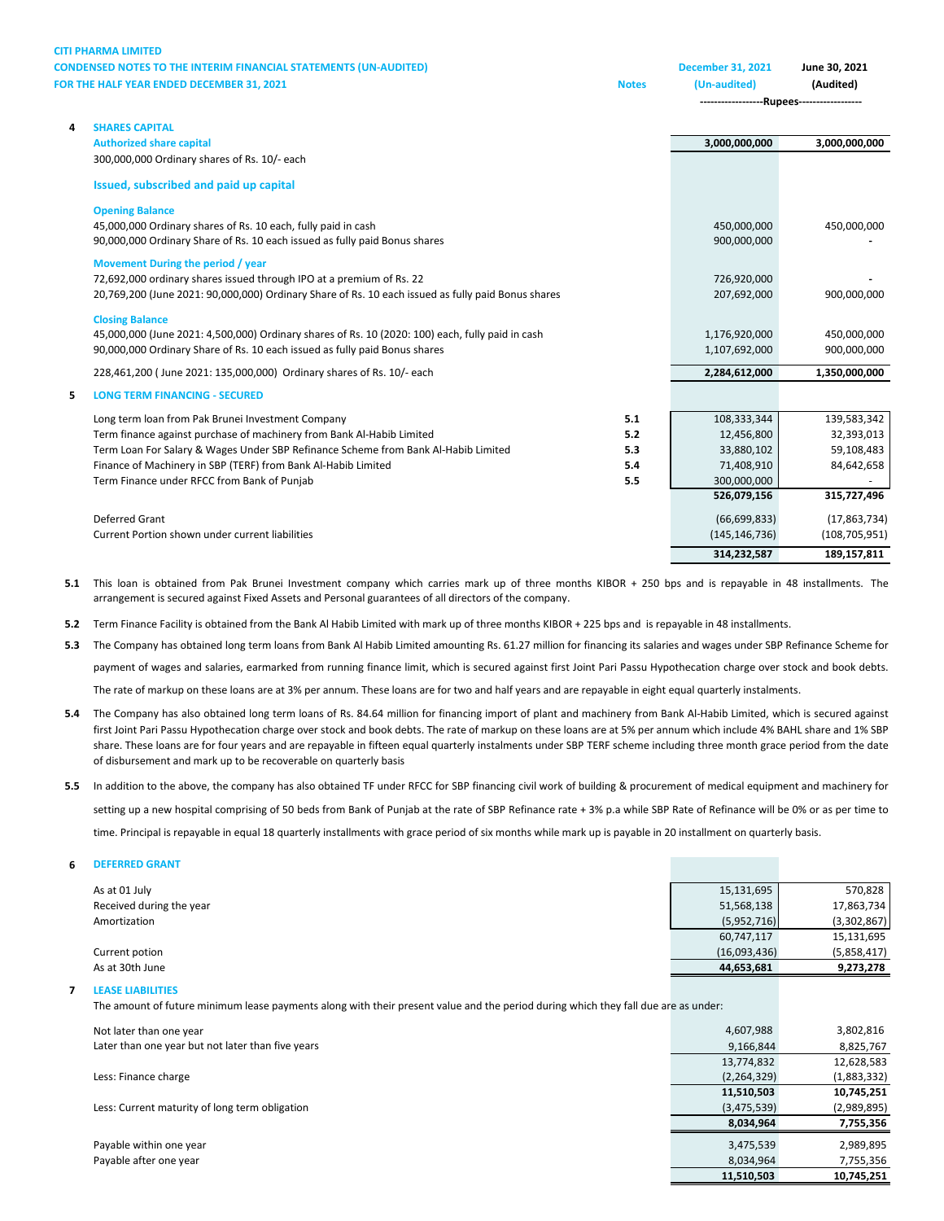**CITI PHARMA LIMITED**
**CONDENSED NOTES TO THE INTERIM FINANCIAL STATEMENTS (UN-AUDITED)**
**FOR THE HALF YEAR ENDED DECEMBER 31, 2021**

| | Notes | December 31, 2021 (Un-audited) | June 30, 2021 (Audited) |
|---|---|---|---|
| | | ------------------Rupees------------------ | |
| **4 SHARES CAPITAL** | | | |
| **Authorized share capital** | | **3,000,000,000** | **3,000,000,000** |
| 300,000,000 Ordinary shares of Rs. 10/- each | | | |
| **Issued, subscribed and paid up capital** | | | |
| **Opening Balance** | | | |
| 45,000,000 Ordinary shares of Rs. 10 each, fully paid in cash | | 450,000,000 | 450,000,000 |
| 90,000,000 Ordinary Share of Rs. 10 each issued as fully paid Bonus shares | | 900,000,000 | - |
| **Movement During the period / year** | | | |
| 72,692,000 ordinary shares issued through IPO at a premium of Rs. 22 | | 726,920,000 | - |
| 20,769,200 (June 2021: 90,000,000) Ordinary Share of Rs. 10 each issued as fully paid Bonus shares | | 207,692,000 | 900,000,000 |
| **Closing Balance** | | | |
| 45,000,000 (June 2021: 4,500,000) Ordinary shares of Rs. 10 (2020: 100) each, fully paid in cash | | 1,176,920,000 | 450,000,000 |
| 90,000,000 Ordinary Share of Rs. 10 each issued as fully paid Bonus shares | | 1,107,692,000 | 900,000,000 |
| 228,461,200 ( June 2021: 135,000,000) Ordinary shares of Rs. 10/- each | | **2,284,612,000** | **1,350,000,000** |
| **5 LONG TERM FINANCING - SECURED** | | | |
| Long term loan from Pak Brunei Investment Company | 5.1 | 108,333,344 | 139,583,342 |
| Term finance against purchase of machinery from Bank Al-Habib Limited | 5.2 | 12,456,800 | 32,393,013 |
| Term Loan For Salary & Wages Under SBP Refinance Scheme from Bank Al-Habib Limited | 5.3 | 33,880,102 | 59,108,483 |
| Finance of Machinery in SBP (TERF) from Bank Al-Habib Limited | 5.4 | 71,408,910 | 84,642,658 |
| Term Finance under RFCC from Bank of Punjab | 5.5 | 300,000,000 | - |
| | | **526,079,156** | **315,727,496** |
| Deferred Grant | | (66,699,833) | (17,863,734) |
| Current Portion shown under current liabilities | | (145,146,736) | (108,705,951) |
| | | **314,232,587** | **189,157,811** |

**5.1** This loan is obtained from Pak Brunei Investment company which carries mark up of three months KIBOR + 250 bps and is repayable in 48 installments. The arrangement is secured against Fixed Assets and Personal guarantees of all directors of the company.

**5.2** Term Finance Facility is obtained from the Bank Al Habib Limited with mark up of three months KIBOR + 225 bps and is repayable in 48 installments.

**5.3** The Company has obtained long term loans from Bank Al Habib Limited amounting Rs. 61.27 million for financing its salaries and wages under SBP Refinance Scheme for payment of wages and salaries, earmarked from running finance limit, which is secured against first Joint Pari Passu Hypothecation charge over stock and book debts. The rate of markup on these loans are at 3% per annum. These loans are for two and half years and are repayable in eight equal quarterly instalments.

**5.4** The Company has also obtained long term loans of Rs. 84.64 million for financing import of plant and machinery from Bank Al-Habib Limited, which is secured against first Joint Pari Passu Hypothecation charge over stock and book debts. The rate of markup on these loans are at 5% per annum which include 4% BAHL share and 1% SBP share. These loans are for four years and are repayable in fifteen equal quarterly instalments under SBP TERF scheme including three month grace period from the date of disbursement and mark up to be recoverable on quarterly basis

**5.5** In addition to the above, the company has also obtained TF under RFCC for SBP financing civil work of building & procurement of medical equipment and machinery for setting up a new hospital comprising of 50 beds from Bank of Punjab at the rate of SBP Refinance rate + 3% p.a while SBP Rate of Refinance will be 0% or as per time to time. Principal is repayable in equal 18 quarterly installments with grace period of six months while mark up is payable in 20 installment on quarterly basis.

| | December 31, 2021 (Un-audited) | June 30, 2021 (Audited) |
|---|---|---|
| **6 DEFERRED GRANT** | | |
| As at 01 July | 15,131,695 | 570,828 |
| Received during the year | 51,568,138 | 17,863,734 |
| Amortization | (5,952,716) | (3,302,867) |
| | 60,747,117 | 15,131,695 |
| Current potion | (16,093,436) | (5,858,417) |
| As at 30th June | **44,653,681** | **9,273,278** |

**7 LEASE LIABILITIES**

The amount of future minimum lease payments along with their present value and the period during which they fall due are as under:

| | December 31, 2021 (Un-audited) | June 30, 2021 (Audited) |
|---|---|---|
| Not later than one year | 4,607,988 | 3,802,816 |
| Later than one year but not later than five years | 9,166,844 | 8,825,767 |
| | 13,774,832 | 12,628,583 |
| Less: Finance charge | (2,264,329) | (1,883,332) |
| | **11,510,503** | **10,745,251** |
| Less: Current maturity of long term obligation | (3,475,539) | (2,989,895) |
| | **8,034,964** | **7,755,356** |
| Payable within one year | 3,475,539 | 2,989,895 |
| Payable after one year | 8,034,964 | 7,755,356 |
| | **11,510,503** | **10,745,251** |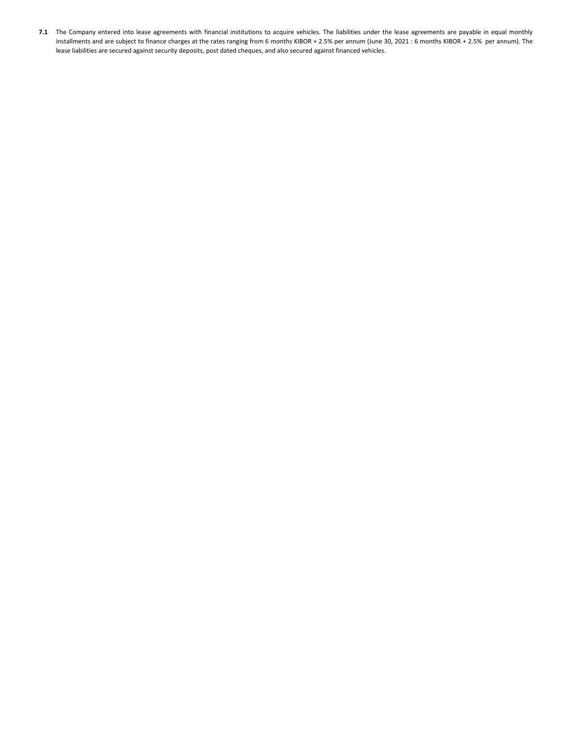**7.1** The Company entered into lease agreements with financial institutions to acquire vehicles. The liabilities under the lease agreements are payable in equal monthly installments and are subject to finance charges at the rates ranging from 6 months KIBOR + 2.5% per annum (June 30, 2021 : 6 months KIBOR + 2.5% per annum). The lease liabilities are secured against security deposits, post dated cheques, and also secured against financed vehicles.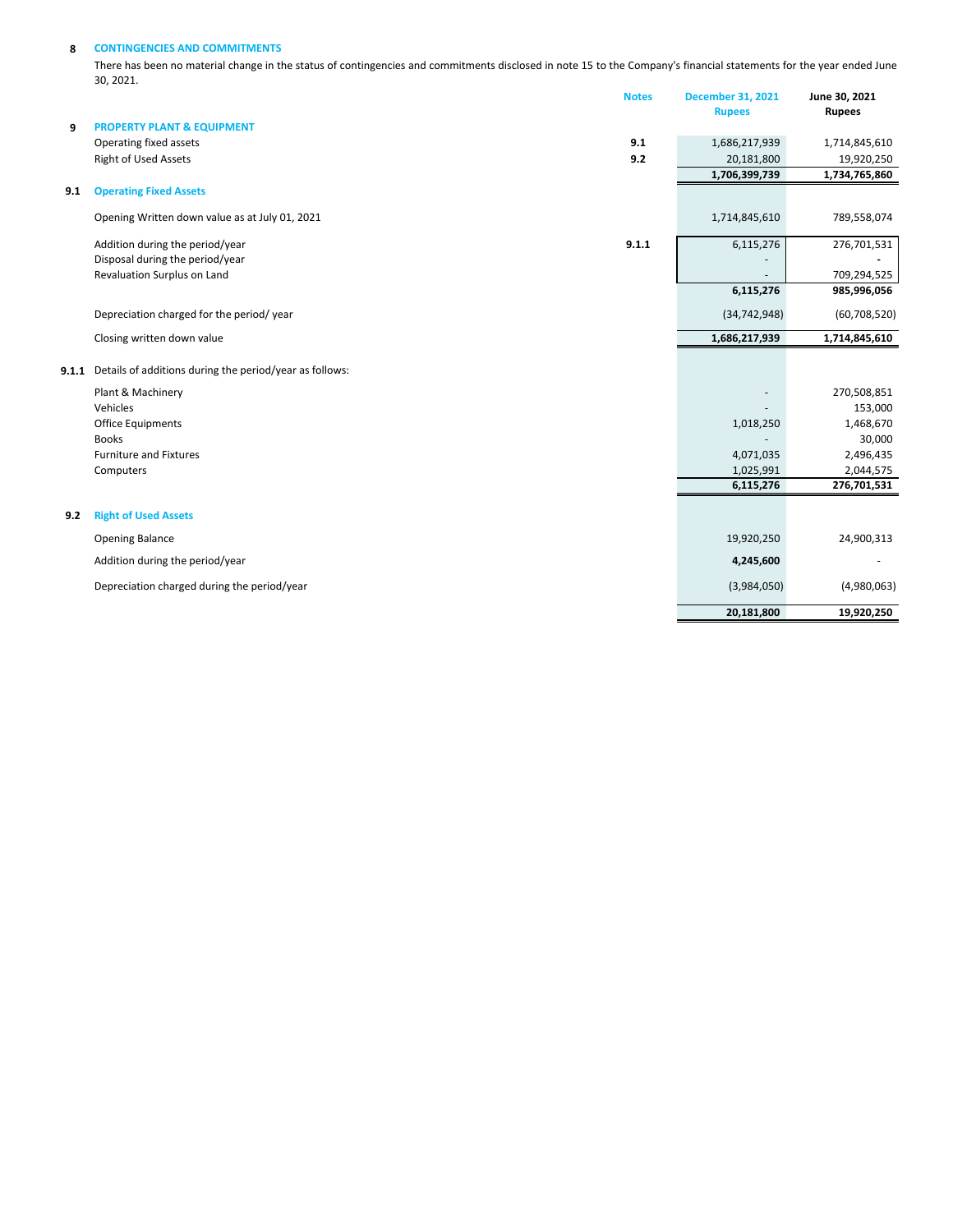## 8 CONTINGENCIES AND COMMITMENTS

There has been no material change in the status of contingencies and commitments disclosed in note 15 to the Company's financial statements for the year ended June 30, 2021.

| | | Notes | December 31, 2021 Rupees | June 30, 2021 Rupees |
|---|---|---|---|---|
| **9** | **PROPERTY PLANT & EQUIPMENT** | | | |
| | Operating fixed assets | 9.1 | 1,686,217,939 | 1,714,845,610 |
| | Right of Used Assets | 9.2 | 20,181,800 | 19,920,250 |
| | | | **1,706,399,739** | **1,734,765,860** |
| **9.1** | **Operating Fixed Assets** | | | |
| | Opening Written down value as at July 01, 2021 | | 1,714,845,610 | 789,558,074 |
| | Addition during the period/year | 9.1.1 | 6,115,276 | 276,701,531 |
| | Disposal during the period/year | | - | - |
| | Revaluation Surplus on Land | | - | 709,294,525 |
| | | | **6,115,276** | **985,996,056** |
| | Depreciation charged for the period/ year | | (34,742,948) | (60,708,520) |
| | Closing written down value | | **1,686,217,939** | **1,714,845,610** |
| **9.1.1** | Details of additions during the period/year as follows: | | | |
| | Plant & Machinery | | - | 270,508,851 |
| | Vehicles | | - | 153,000 |
| | Office Equipments | | 1,018,250 | 1,468,670 |
| | Books | | - | 30,000 |
| | Furniture and Fixtures | | 4,071,035 | 2,496,435 |
| | Computers | | 1,025,991 | 2,044,575 |
| | | | **6,115,276** | **276,701,531** |
| **9.2** | **Right of Used Assets** | | | |
| | Opening Balance | | 19,920,250 | 24,900,313 |
| | Addition during the period/year | | **4,245,600** | - |
| | Depreciation charged during the period/year | | (3,984,050) | (4,980,063) |
| | | | **20,181,800** | **19,920,250** |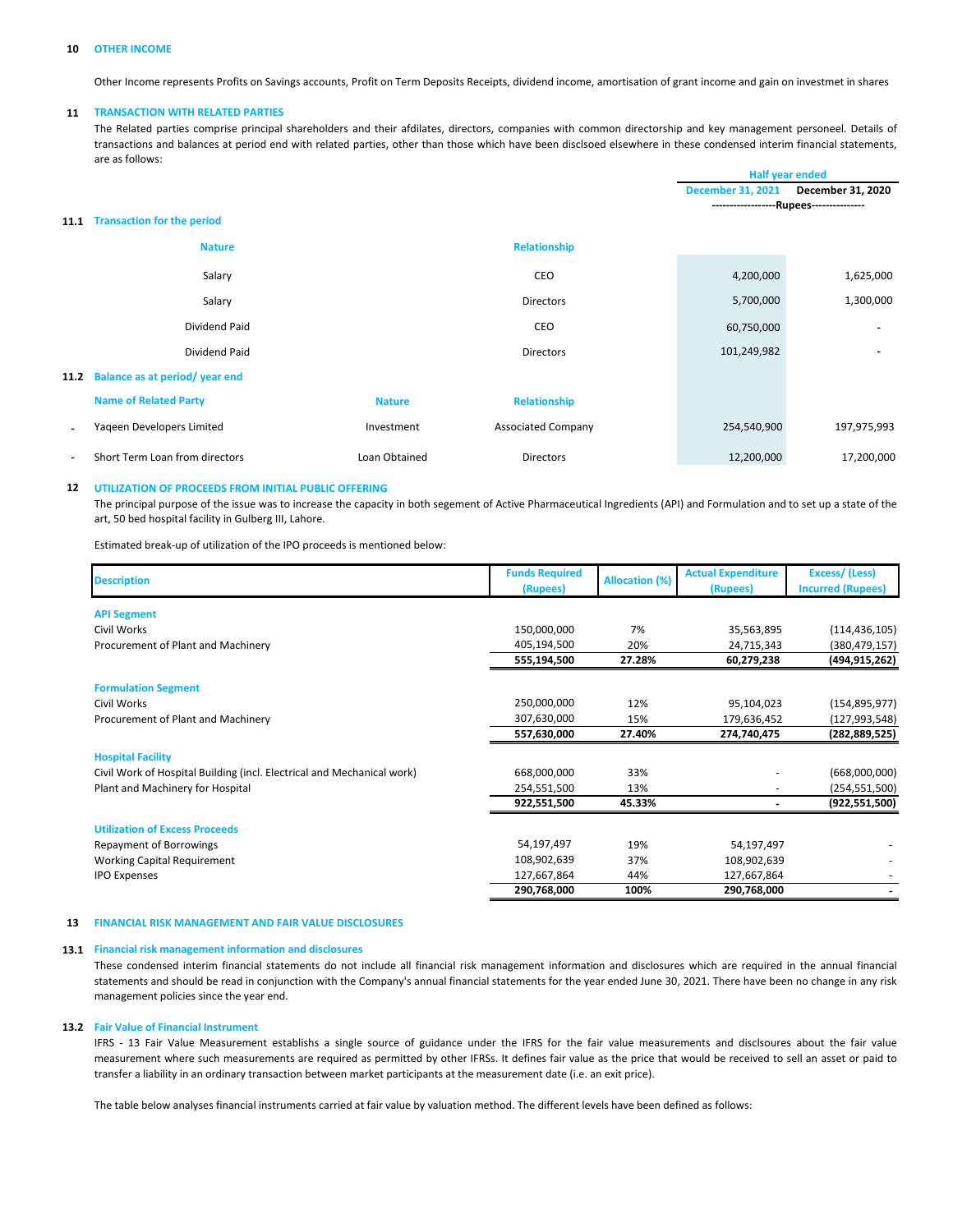## 10 OTHER INCOME

Other Income represents Profits on Savings accounts, Profit on Term Deposits Receipts, dividend income, amortisation of grant income and gain on investmet in shares

## 11 TRANSACTION WITH RELATED PARTIES

The Related parties comprise principal shareholders and their afdilates, directors, companies with common directorship and key management personeel. Details of transactions and balances at period end with related parties, other than those which have been disclsoed elsewhere in these condensed interim financial statements, are as follows:

### 11.1 Transaction for the period

| Nature | Relationship | Half year ended December 31, 2021 (Rupees) | Half year ended December 31, 2020 (Rupees) |
|---|---|---|---|
| Salary | CEO | 4,200,000 | 1,625,000 |
| Salary | Directors | 5,700,000 | 1,300,000 |
| Dividend Paid | CEO | 60,750,000 | - |
| Dividend Paid | Directors | 101,249,982 | - |

### 11.2 Balance as at period/ year end

| Name of Related Party | Nature | Relationship | December 31, 2021 (Rupees) | December 31, 2020 (Rupees) |
|---|---|---|---|---|
| - Yaqeen Developers Limited | Investment | Associated Company | 254,540,900 | 197,975,993 |
| - Short Term Loan from directors | Loan Obtained | Directors | 12,200,000 | 17,200,000 |

## 12 UTILIZATION OF PROCEEDS FROM INITIAL PUBLIC OFFERING

The principal purpose of the issue was to increase the capacity in both segement of Active Pharmaceutical Ingredients (API) and Formulation and to set up a state of the art, 50 bed hospital facility in Gulberg III, Lahore.

Estimated break-up of utilization of the IPO proceeds is mentioned below:

| Description | Funds Required (Rupees) | Allocation (%) | Actual Expenditure (Rupees) | Excess/ (Less) Incurred (Rupees) |
|---|---|---|---|---|
| **API Segment** | | | | |
| Civil Works | 150,000,000 | 7% | 35,563,895 | (114,436,105) |
| Procurement of Plant and Machinery | 405,194,500 | 20% | 24,715,343 | (380,479,157) |
| | **555,194,500** | **27.28%** | **60,279,238** | **(494,915,262)** |
| **Formulation Segment** | | | | |
| Civil Works | 250,000,000 | 12% | 95,104,023 | (154,895,977) |
| Procurement of Plant and Machinery | 307,630,000 | 15% | 179,636,452 | (127,993,548) |
| | **557,630,000** | **27.40%** | **274,740,475** | **(282,889,525)** |
| **Hospital Facility** | | | | |
| Civil Work of Hospital Building (incl. Electrical and Mechanical work) | 668,000,000 | 33% | - | (668,000,000) |
| Plant and Machinery for Hospital | 254,551,500 | 13% | - | (254,551,500) |
| | **922,551,500** | **45.33%** | **-** | **(922,551,500)** |
| **Utilization of Excess Proceeds** | | | | |
| Repayment of Borrowings | 54,197,497 | 19% | 54,197,497 | - |
| Working Capital Requirement | 108,902,639 | 37% | 108,902,639 | - |
| IPO Expenses | 127,667,864 | 44% | 127,667,864 | - |
| | **290,768,000** | **100%** | **290,768,000** | **-** |

## 13 FINANCIAL RISK MANAGEMENT AND FAIR VALUE DISCLOSURES

### 13.1 Financial risk management information and disclosures

These condensed interim financial statements do not include all financial risk management information and disclosures which are required in the annual financial statements and should be read in conjunction with the Company's annual financial statements for the year ended June 30, 2021. There have been no change in any risk management policies since the year end.

### 13.2 Fair Value of Financial Instrument

IFRS - 13 Fair Value Measurement establishs a single source of guidance under the IFRS for the fair value measurements and disclsoures about the fair value measurement where such measurements are required as permitted by other IFRSs. It defines fair value as the price that would be received to sell an asset or paid to transfer a liability in an ordinary transaction between market participants at the measurement date (i.e. an exit price).

The table below analyses financial instruments carried at fair value by valuation method. The different levels have been defined as follows: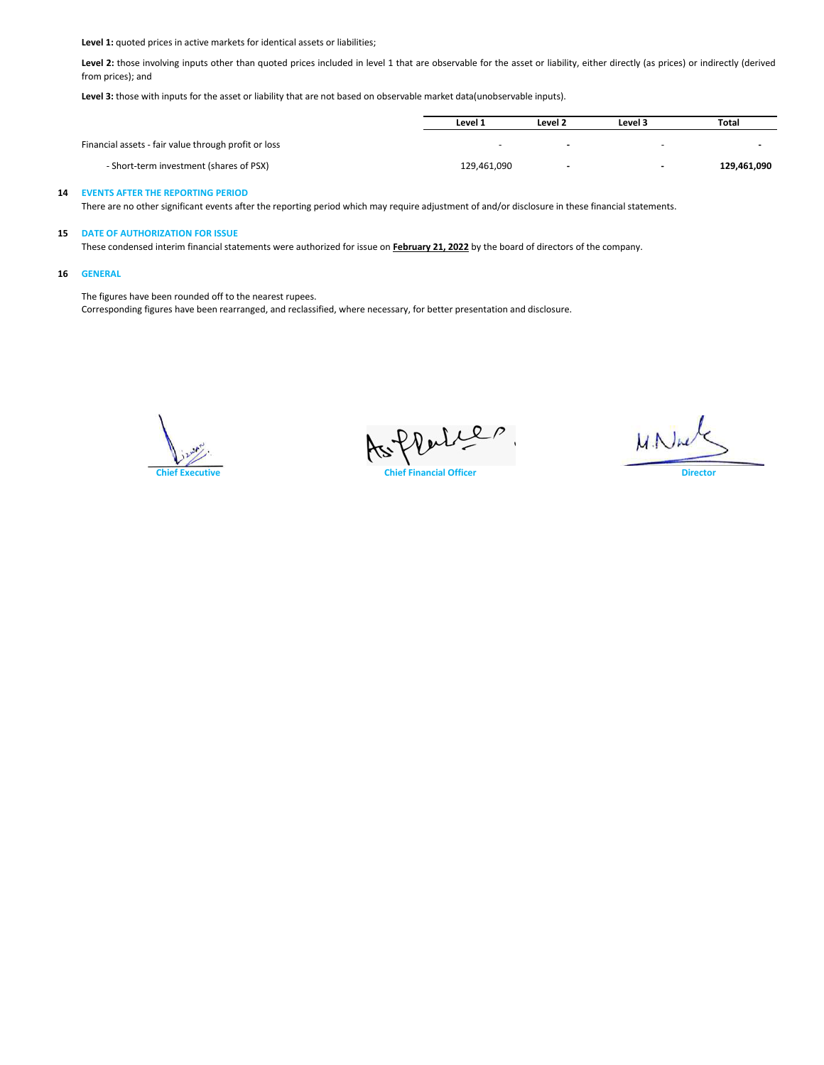**Level 1:** quoted prices in active markets for identical assets or liabilities;

**Level 2:** those involving inputs other than quoted prices included in level 1 that are observable for the asset or liability, either directly (as prices) or indirectly (derived from prices); and

**Level 3:** those with inputs for the asset or liability that are not based on observable market data(unobservable inputs).

| | Level 1 | Level 2 | Level 3 | Total |
|---|---|---|---|---|
| Financial assets - fair value through profit or loss | - | - | - | - |
| - Short-term investment (shares of PSX) | 129,461,090 | - | - | **129,461,090** |

## 14 EVENTS AFTER THE REPORTING PERIOD

There are no other significant events after the reporting period which may require adjustment of and/or disclosure in these financial statements.

## 15 DATE OF AUTHORIZATION FOR ISSUE

These condensed interim financial statements were authorized for issue on **February 21, 2022** by the board of directors of the company.

## 16 GENERAL

The figures have been rounded off to the nearest rupees.
Corresponding figures have been rearranged, and reclassified, where necessary, for better presentation and disclosure.

Chief Executive          Chief Financial Officer          Director